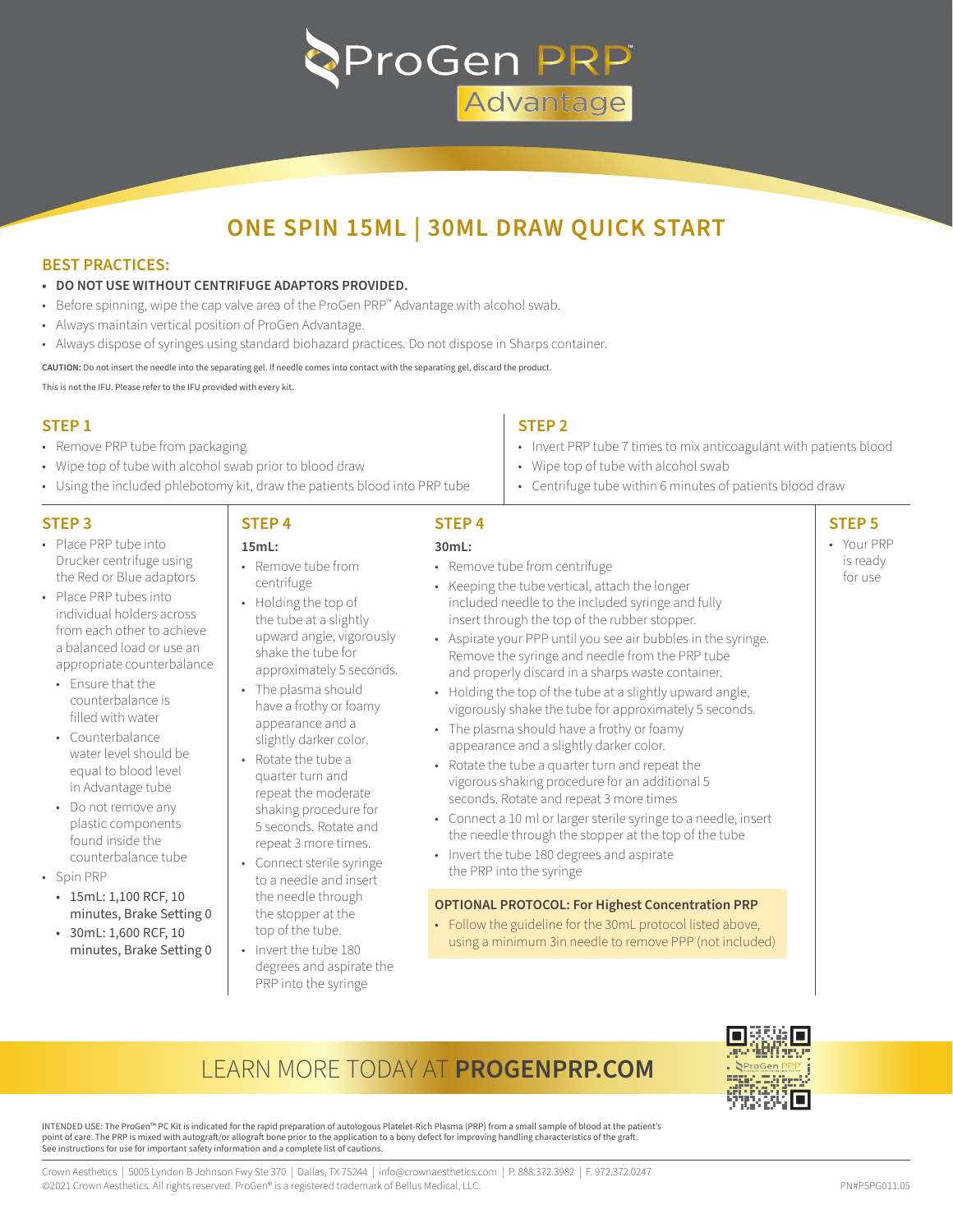# ProGen PRP™ Advantage

## ONE SPIN 15ML | 30ML DRAW QUICK START

### BEST PRACTICES:

- **DO NOT USE WITHOUT CENTRIFUGE ADAPTORS PROVIDED.**
- Before spinning, wipe the cap valve area of the ProGen PRP™ Advantage with alcohol swab.
- Always maintain vertical position of ProGen Advantage.
- Always dispose of syringes using standard biohazard practices. Do not dispose in Sharps container.

**CAUTION:** Do not insert the needle into the separating gel. If needle comes into contact with the separating gel, discard the product.

This is not the IFU. Please refer to the IFU provided with every kit.

### STEP 1

- Remove PRP tube from packaging
- Wipe top of tube with alcohol swab prior to blood draw
- Using the included phlebotomy kit, draw the patients blood into PRP tube

### STEP 2

- Invert PRP tube 7 times to mix anticoagulant with patients blood
- Wipe top of tube with alcohol swab
- Centrifuge tube within 6 minutes of patients blood draw

### STEP 3

- Place PRP tube into Drucker centrifuge using the Red or Blue adaptors
- Place PRP tubes into individual holders across from each other to achieve a balanced load or use an appropriate counterbalance
  - Ensure that the counterbalance is filled with water
  - Counterbalance water level should be equal to blood level in Advantage tube
  - Do not remove any plastic components found inside the counterbalance tube
- Spin PRP
  - 15mL: 1,100 RCF, 10 minutes, Brake Setting 0
  - 30mL: 1,600 RCF, 10 minutes, Brake Setting 0

### STEP 4

**15mL:**

- Remove tube from centrifuge
- Holding the top of the tube at a slightly upward angle, vigorously shake the tube for approximately 5 seconds.
- The plasma should have a frothy or foamy appearance and a slightly darker color.
- Rotate the tube a quarter turn and repeat the moderate shaking procedure for 5 seconds. Rotate and repeat 3 more times.
- Connect sterile syringe to a needle and insert the needle through the stopper at the top of the tube.
- Invert the tube 180 degrees and aspirate the PRP into the syringe

### STEP 4

**30mL:**

- Remove tube from centrifuge
- Keeping the tube vertical, attach the longer included needle to the included syringe and fully insert through the top of the rubber stopper.
- Aspirate your PPP until you see air bubbles in the syringe. Remove the syringe and needle from the PRP tube and properly discard in a sharps waste container.
- Holding the top of the tube at a slightly upward angle, vigorously shake the tube for approximately 5 seconds.
- The plasma should have a frothy or foamy appearance and a slightly darker color.
- Rotate the tube a quarter turn and repeat the vigorous shaking procedure for an additional 5 seconds. Rotate and repeat 3 more times
- Connect a 10 ml or larger sterile syringe to a needle, insert the needle through the stopper at the top of the tube
- Invert the tube 180 degrees and aspirate the PRP into the syringe

**OPTIONAL PROTOCOL: For Highest Concentration PRP**

- Follow the guideline for the 30mL protocol listed above, using a minimum 3in needle to remove PPP (not included)

### STEP 5

- Your PRP is ready for use

## LEARN MORE TODAY AT **PROGENPRP.COM**

INTENDED USE: The ProGen™ PC Kit is indicated for the rapid preparation of autologous Platelet-Rich Plasma (PRP) from a small sample of blood at the patient's point of care. The PRP is mixed with autograft/or allograft bone prior to the application to a bony defect for improving handling characteristics of the graft. See instructions for use for important safety information and a complete list of cautions.

Crown Aesthetics | 5005 Lyndon B Johnson Fwy Ste 370 | Dallas, TX 75244 | info@crownaesthetics.com | P. 888.372.3982 | F. 972.372.0247

©2021 Crown Aesthetics. All rights reserved. ProGen® is a registered trademark of Bellus Medical, LLC.

PN#P5PG011.05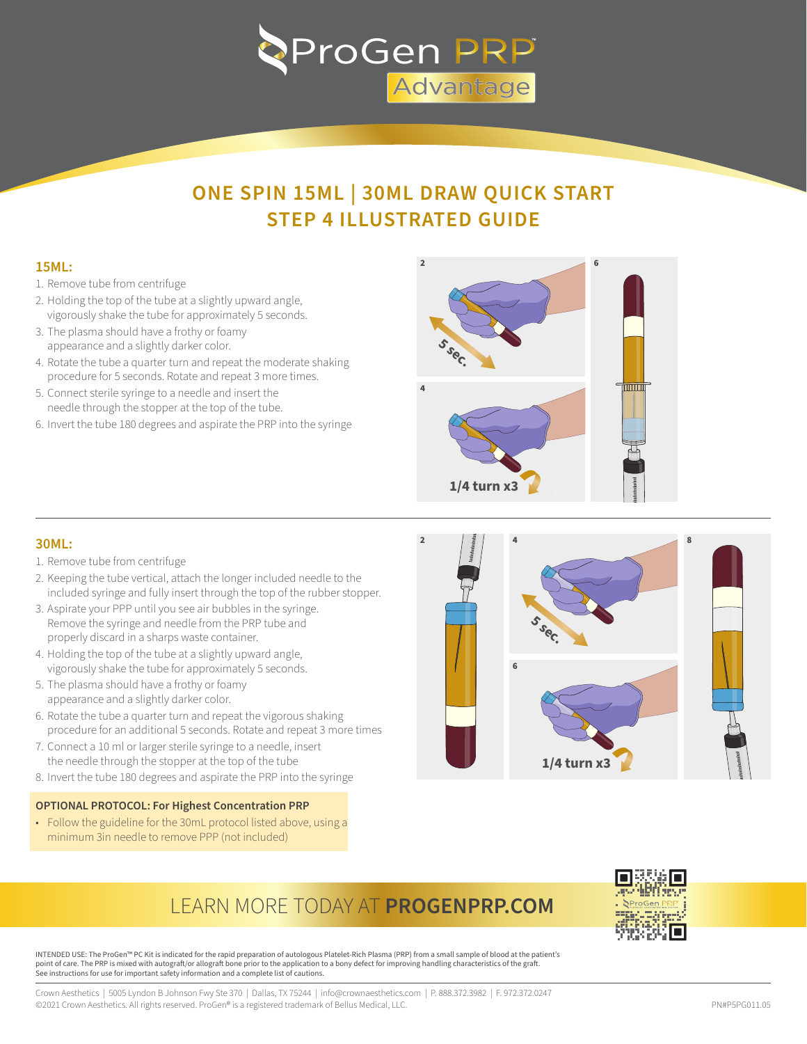# ProGen PRP™ Advantage

## ONE SPIN 15ML | 30ML DRAW QUICK START STEP 4 ILLUSTRATED GUIDE

### 15ML:

1. Remove tube from centrifuge
2. Holding the top of the tube at a slightly upward angle, vigorously shake the tube for approximately 5 seconds.
3. The plasma should have a frothy or foamy appearance and a slightly darker color.
4. Rotate the tube a quarter turn and repeat the moderate shaking procedure for 5 seconds. Rotate and repeat 3 more times.
5. Connect sterile syringe to a needle and insert the needle through the stopper at the top of the tube.
6. Invert the tube 180 degrees and aspirate the PRP into the syringe

2

5 sec.

4

1/4 turn x3

6

### 30ML:

1. Remove tube from centrifuge
2. Keeping the tube vertical, attach the longer included needle to the included syringe and fully insert through the top of the rubber stopper.
3. Aspirate your PPP until you see air bubbles in the syringe. Remove the syringe and needle from the PRP tube and properly discard in a sharps waste container.
4. Holding the top of the tube at a slightly upward angle, vigorously shake the tube for approximately 5 seconds.
5. The plasma should have a frothy or foamy appearance and a slightly darker color.
6. Rotate the tube a quarter turn and repeat the vigorous shaking procedure for an additional 5 seconds. Rotate and repeat 3 more times
7. Connect a 10 ml or larger sterile syringe to a needle, insert the needle through the stopper at the top of the tube
8. Invert the tube 180 degrees and aspirate the PRP into the syringe

2

4

5 sec.

6

1/4 turn x3

8

**OPTIONAL PROTOCOL: For Highest Concentration PRP**

- Follow the guideline for the 30mL protocol listed above, using a minimum 3in needle to remove PPP (not included)

LEARN MORE TODAY AT **PROGENPRP.COM**

INTENDED USE: The ProGen™ PC Kit is indicated for the rapid preparation of autologous Platelet-Rich Plasma (PRP) from a small sample of blood at the patient's point of care. The PRP is mixed with autograft/or allograft bone prior to the application to a bony defect for improving handling characteristics of the graft. See instructions for use for important safety information and a complete list of cautions.

Crown Aesthetics | 5005 Lyndon B Johnson Fwy Ste 370 | Dallas, TX 75244 | info@crownaesthetics.com | P. 888.372.3982 | F. 972.372.0247
©2021 Crown Aesthetics. All rights reserved. ProGen® is a registered trademark of Bellus Medical, LLC.

PN#P5PG011.05